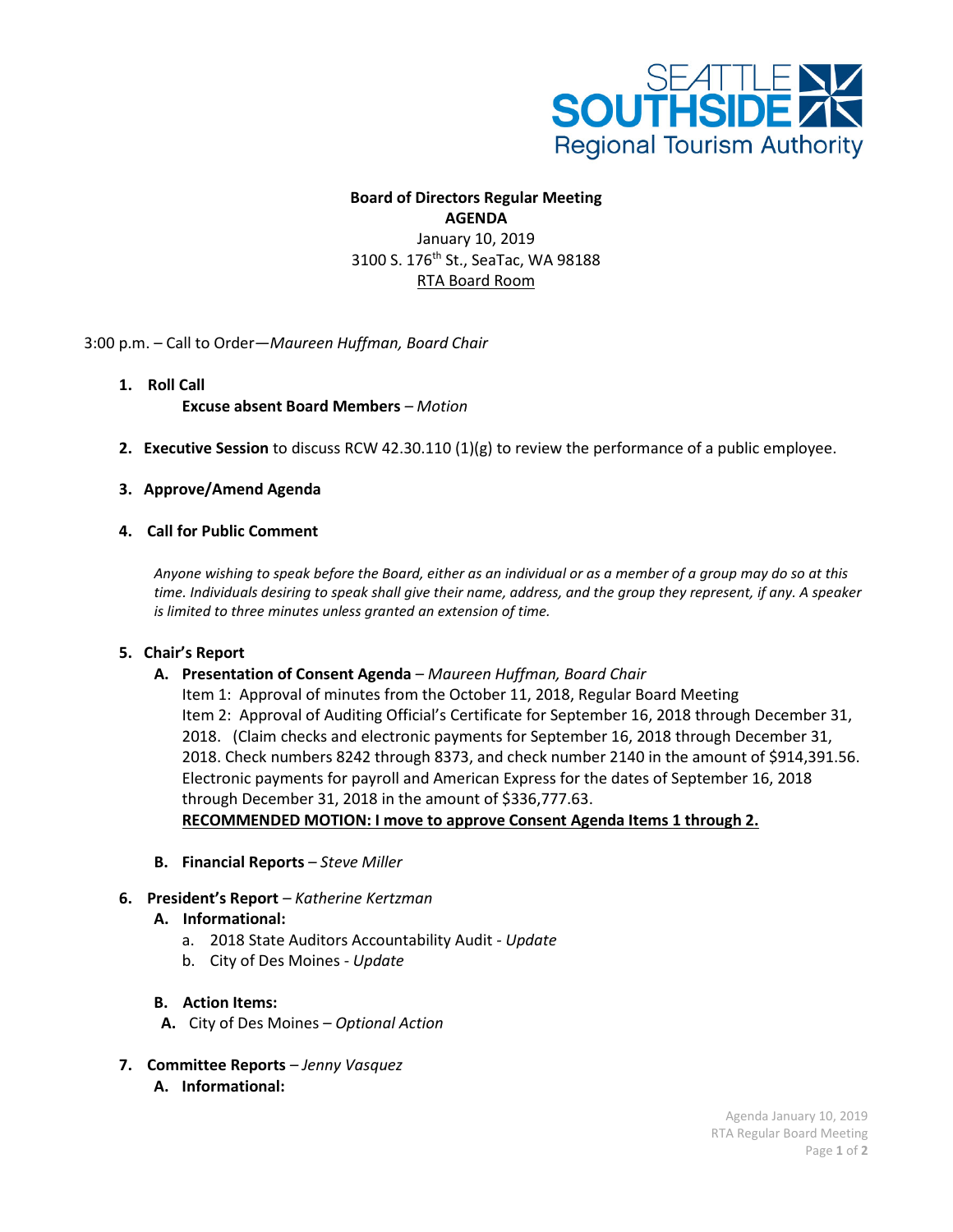SEATTLE SOUTHSIDE Regional Tourism Authority

**Board of Directors Regular Meeting**
**AGENDA**
January 10, 2019
3100 S. 176th St., SeaTac, WA 98188
RTA Board Room

3:00 p.m. – Call to Order—*Maureen Huffman, Board Chair*

1. **Roll Call**
   **Excuse absent Board Members** – *Motion*

2. **Executive Session** to discuss RCW 42.30.110 (1)(g) to review the performance of a public employee.

3. **Approve/Amend Agenda**

4. **Call for Public Comment**

   *Anyone wishing to speak before the Board, either as an individual or as a member of a group may do so at this time. Individuals desiring to speak shall give their name, address, and the group they represent, if any. A speaker is limited to three minutes unless granted an extension of time.*

5. **Chair's Report**
   - **A. Presentation of Consent Agenda** – *Maureen Huffman, Board Chair*
     Item 1: Approval of minutes from the October 11, 2018, Regular Board Meeting
     Item 2: Approval of Auditing Official's Certificate for September 16, 2018 through December 31, 2018. (Claim checks and electronic payments for September 16, 2018 through December 31, 2018. Check numbers 8242 through 8373, and check number 2140 in the amount of $914,391.56. Electronic payments for payroll and American Express for the dates of September 16, 2018 through December 31, 2018 in the amount of $336,777.63.
     **RECOMMENDED MOTION: I move to approve Consent Agenda Items 1 through 2.**
   - **B. Financial Reports** – *Steve Miller*

6. **President's Report** – *Katherine Kertzman*
   - **A. Informational:**
     - a. 2018 State Auditors Accountability Audit - *Update*
     - b. City of Des Moines - *Update*
   - **B. Action Items:**
     - **A.** City of Des Moines – *Optional Action*

7. **Committee Reports** – *Jenny Vasquez*
   - **A. Informational:**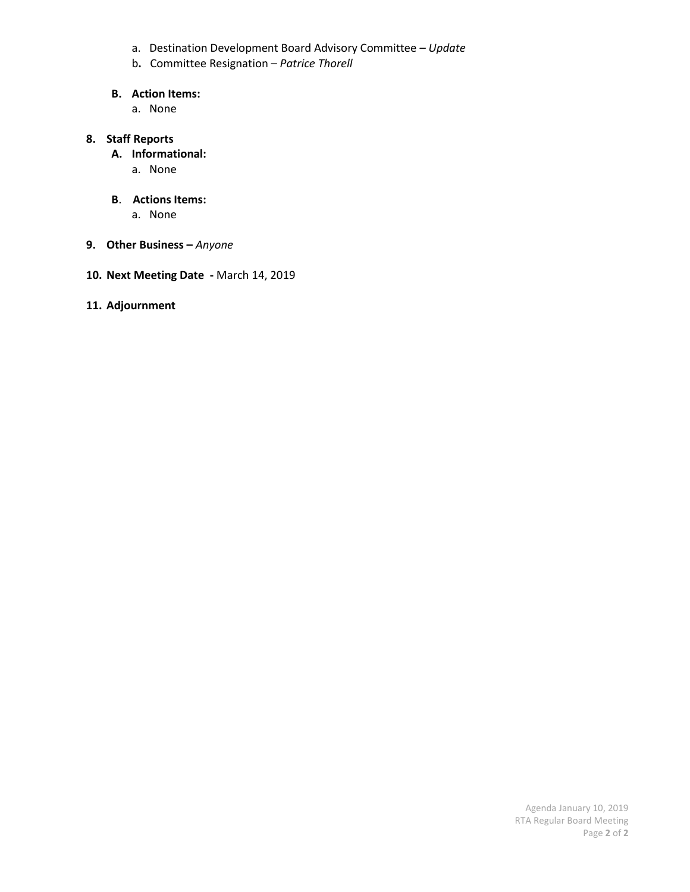a. Destination Development Board Advisory Committee – *Update*
b. Committee Resignation – *Patrice Thorell*

**B. Action Items:**

a. None

**8. Staff Reports**

**A. Informational:**

a. None

**B. Actions Items:**

a. None

**9. Other Business –** *Anyone*

**10. Next Meeting Date -** March 14, 2019

**11. Adjournment**